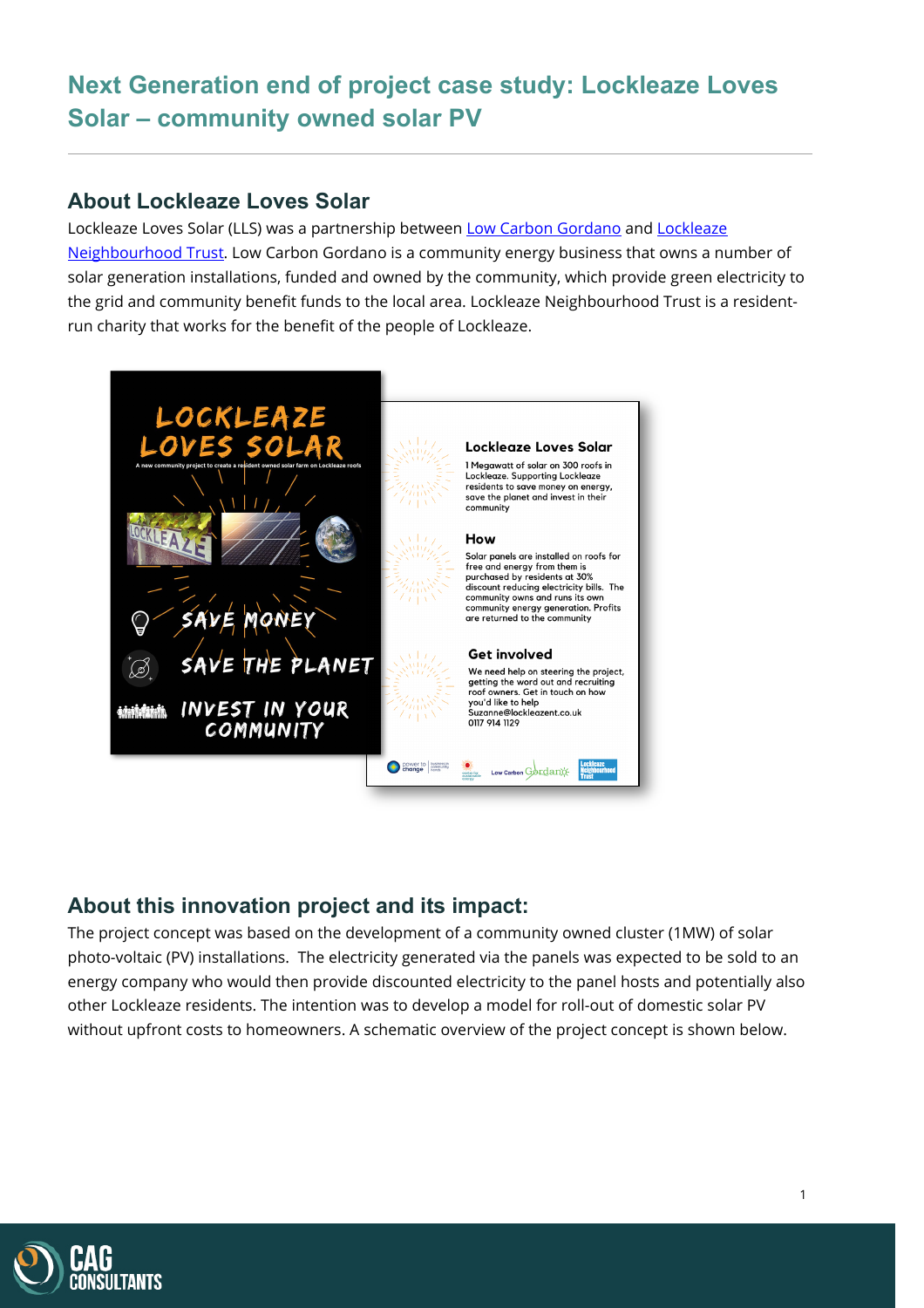# Next Generation end of project case study: Lockleaze Loves Solar – community owned solar PV

## About Lockleaze Loves Solar

Lockleaze Loves Solar (LLS) was a partnership between Low Carbon Gordano and Lockleaze Neighbourhood Trust. Low Carbon Gordano is a community energy business that owns a number of solar generation installations, funded and owned by the community, which provide green electricity to the grid and community benefit funds to the local area. Lockleaze Neighbourhood Trust is a resident-run charity that works for the benefit of the people of Lockleaze.

## About this innovation project and its impact:

The project concept was based on the development of a community owned cluster (1MW) of solar photo-voltaic (PV) installations. The electricity generated via the panels was expected to be sold to an energy company who would then provide discounted electricity to the panel hosts and potentially also other Lockleaze residents. The intention was to develop a model for roll-out of domestic solar PV without upfront costs to homeowners. A schematic overview of the project concept is shown below.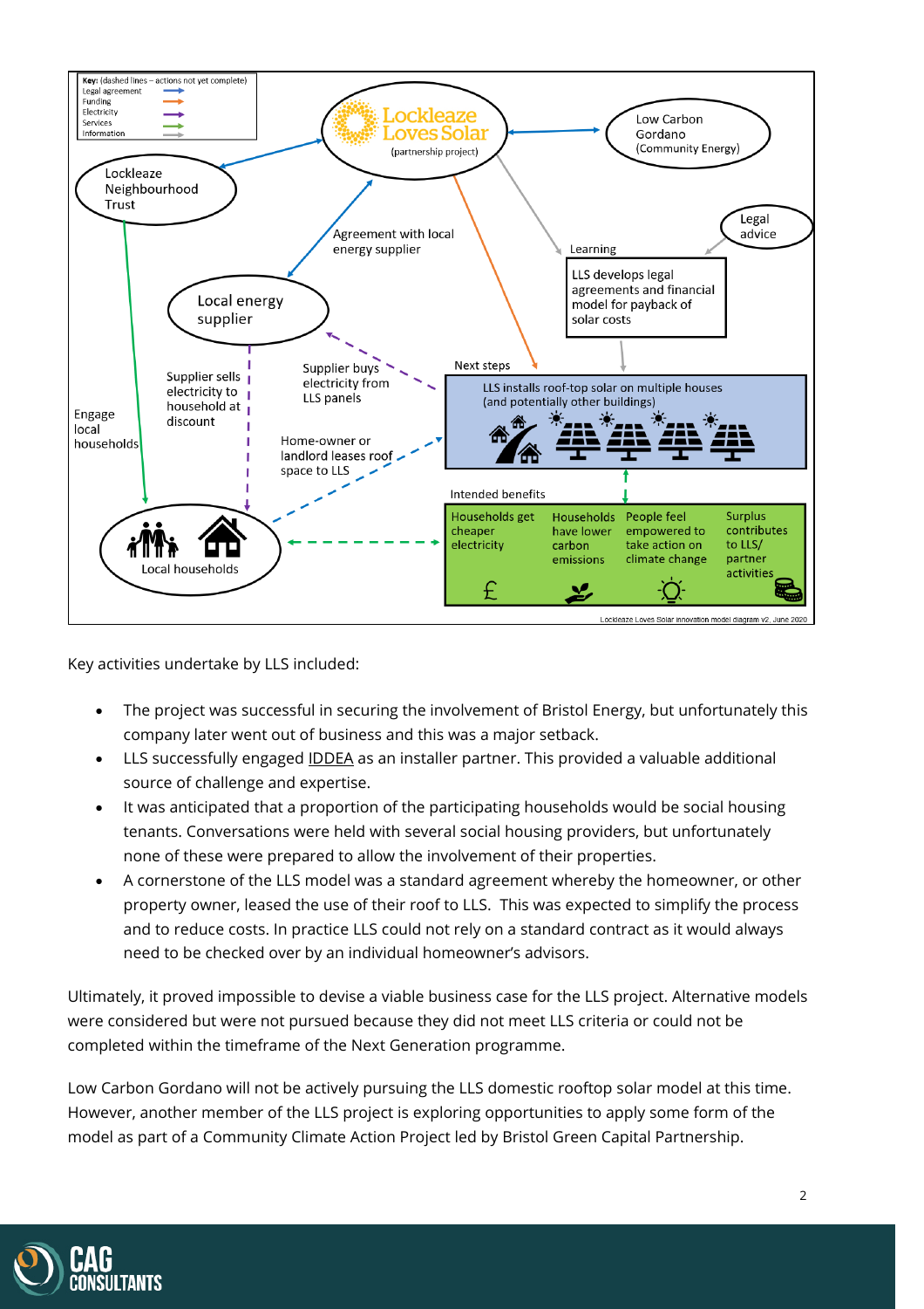Key: (dashed lines – actions not yet complete)
- Legal agreement
- Funding
- Electricity
- Services
- Information

Lockleaze Loves Solar (partnership project)

Low Carbon Gordano (Community Energy)

Lockleaze Neighbourhood Trust

Legal advice

Agreement with local energy supplier

Learning

LLS develops legal agreements and financial model for payback of solar costs

Local energy supplier

Supplier sells electricity to household at discount

Supplier buys electricity from LLS panels

Next steps

LLS installs roof-top solar on multiple houses (and potentially other buildings)

Engage local households

Home-owner or landlord leases roof space to LLS

Intended benefits

| Households get cheaper electricity | Households have lower carbon emissions | People feel empowered to take action on climate change | Surplus contributes to LLS/ partner activities |
|---|---|---|---|

Local households

Lockleaze Loves Solar innovation model diagram v2, June 2020

Key activities undertake by LLS included:

- The project was successful in securing the involvement of Bristol Energy, but unfortunately this company later went out of business and this was a major setback.
- LLS successfully engaged IDDEA as an installer partner. This provided a valuable additional source of challenge and expertise.
- It was anticipated that a proportion of the participating households would be social housing tenants. Conversations were held with several social housing providers, but unfortunately none of these were prepared to allow the involvement of their properties.
- A cornerstone of the LLS model was a standard agreement whereby the homeowner, or other property owner, leased the use of their roof to LLS. This was expected to simplify the process and to reduce costs. In practice LLS could not rely on a standard contract as it would always need to be checked over by an individual homeowner's advisors.

Ultimately, it proved impossible to devise a viable business case for the LLS project. Alternative models were considered but were not pursued because they did not meet LLS criteria or could not be completed within the timeframe of the Next Generation programme.

Low Carbon Gordano will not be actively pursuing the LLS domestic rooftop solar model at this time. However, another member of the LLS project is exploring opportunities to apply some form of the model as part of a Community Climate Action Project led by Bristol Green Capital Partnership.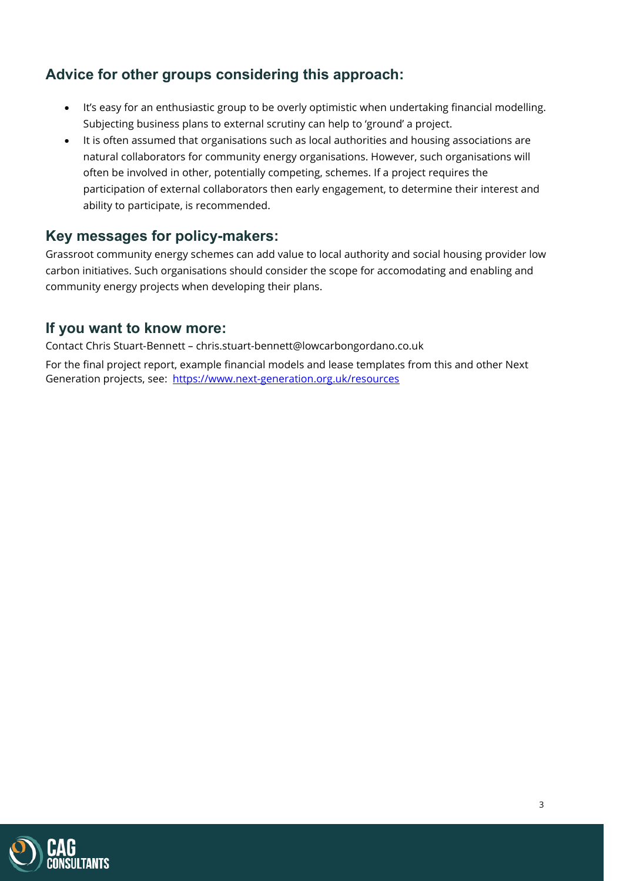## Advice for other groups considering this approach:

- It's easy for an enthusiastic group to be overly optimistic when undertaking financial modelling. Subjecting business plans to external scrutiny can help to 'ground' a project.
- It is often assumed that organisations such as local authorities and housing associations are natural collaborators for community energy organisations. However, such organisations will often be involved in other, potentially competing, schemes. If a project requires the participation of external collaborators then early engagement, to determine their interest and ability to participate, is recommended.

## Key messages for policy-makers:

Grassroot community energy schemes can add value to local authority and social housing provider low carbon initiatives. Such organisations should consider the scope for accomodating and enabling and community energy projects when developing their plans.

## If you want to know more:

Contact Chris Stuart-Bennett – chris.stuart-bennett@lowcarbongordano.co.uk

For the final project report, example financial models and lease templates from this and other Next Generation projects, see: [https://www.next-generation.org.uk/resources](https://www.next-generation.org.uk/resources)